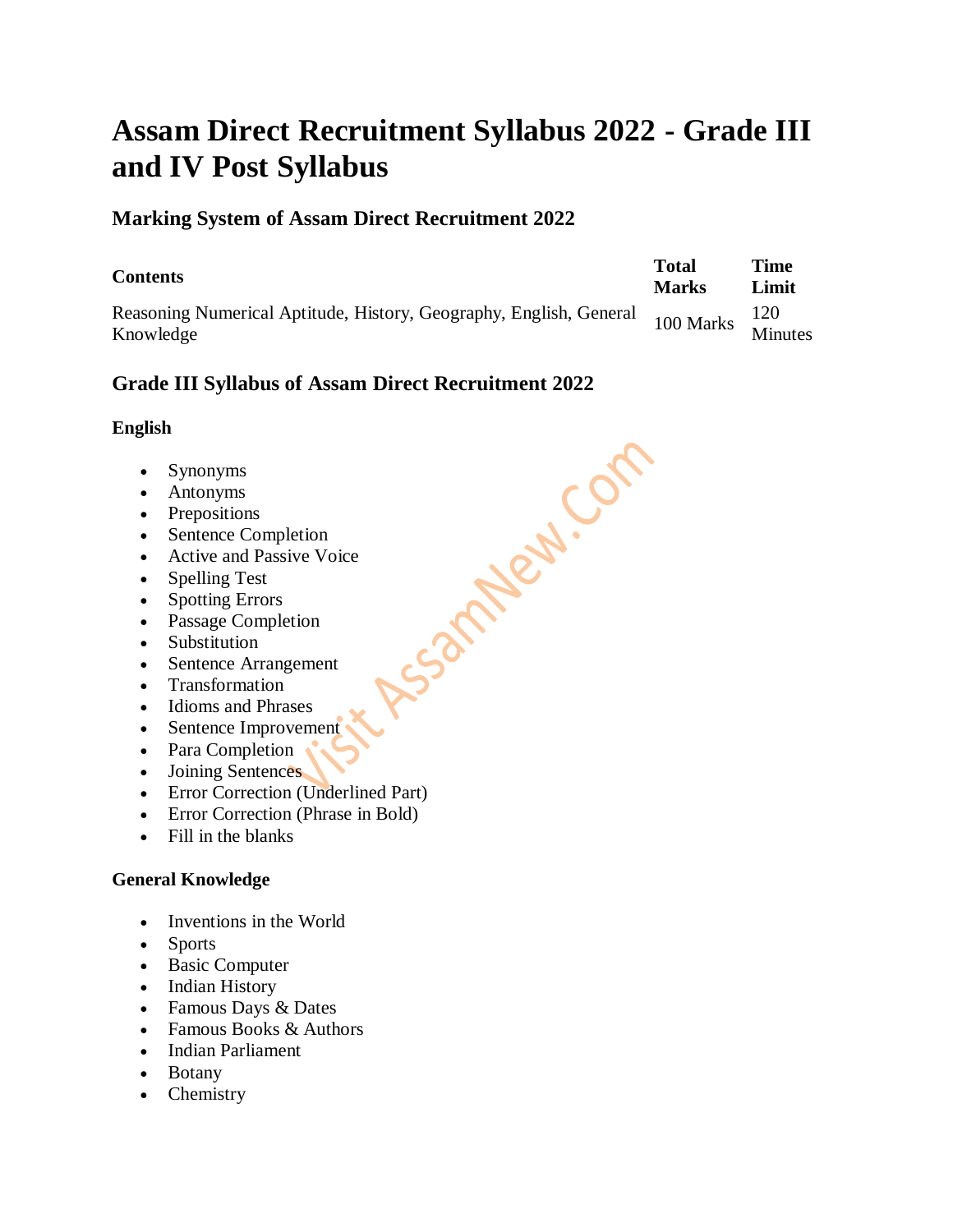# Assam Direct Recruitment Syllabus 2022 - Grade III and IV Post Syllabus

## Marking System of Assam Direct Recruitment 2022

| Contents | Total Marks | Time Limit |
|---|---|---|
| Reasoning Numerical Aptitude, History, Geography, English, General Knowledge | 100 Marks | 120 Minutes |

## Grade III Syllabus of Assam Direct Recruitment 2022

### English

- Synonyms
- Antonyms
- Prepositions
- Sentence Completion
- Active and Passive Voice
- Spelling Test
- Spotting Errors
- Passage Completion
- Substitution
- Sentence Arrangement
- Transformation
- Idioms and Phrases
- Sentence Improvement
- Para Completion
- Joining Sentences
- Error Correction (Underlined Part)
- Error Correction (Phrase in Bold)
- Fill in the blanks

### General Knowledge

- Inventions in the World
- Sports
- Basic Computer
- Indian History
- Famous Days & Dates
- Famous Books & Authors
- Indian Parliament
- Botany
- Chemistry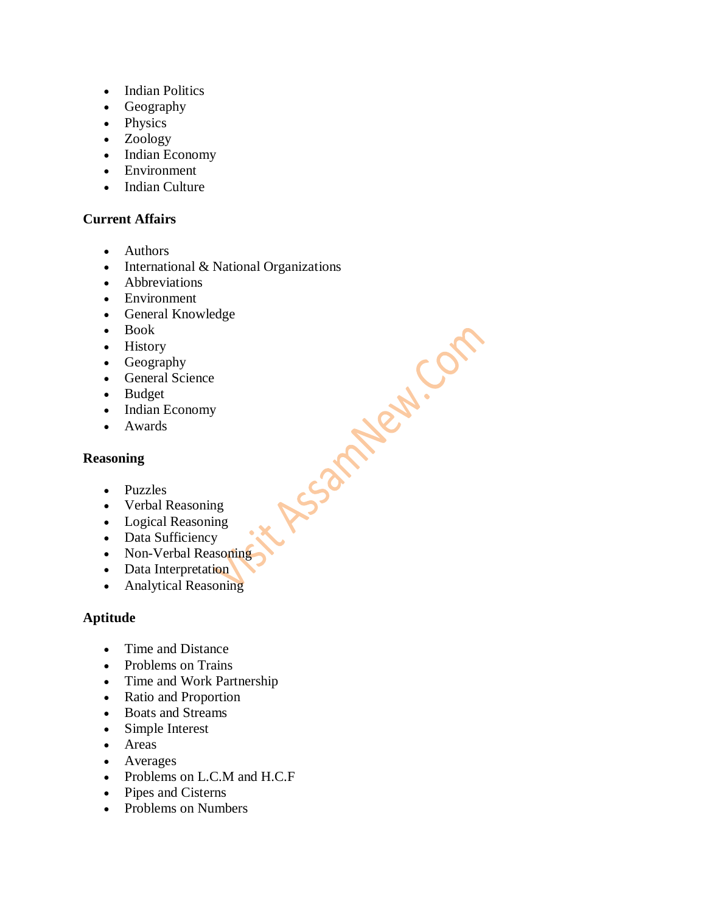- Indian Politics
- Geography
- Physics
- Zoology
- Indian Economy
- Environment
- Indian Culture

**Current Affairs**

- Authors
- International & National Organizations
- Abbreviations
- Environment
- General Knowledge
- Book
- History
- Geography
- General Science
- Budget
- Indian Economy
- Awards

**Reasoning**

- Puzzles
- Verbal Reasoning
- Logical Reasoning
- Data Sufficiency
- Non-Verbal Reasoning
- Data Interpretation
- Analytical Reasoning

**Aptitude**

- Time and Distance
- Problems on Trains
- Time and Work Partnership
- Ratio and Proportion
- Boats and Streams
- Simple Interest
- Areas
- Averages
- Problems on L.C.M and H.C.F
- Pipes and Cisterns
- Problems on Numbers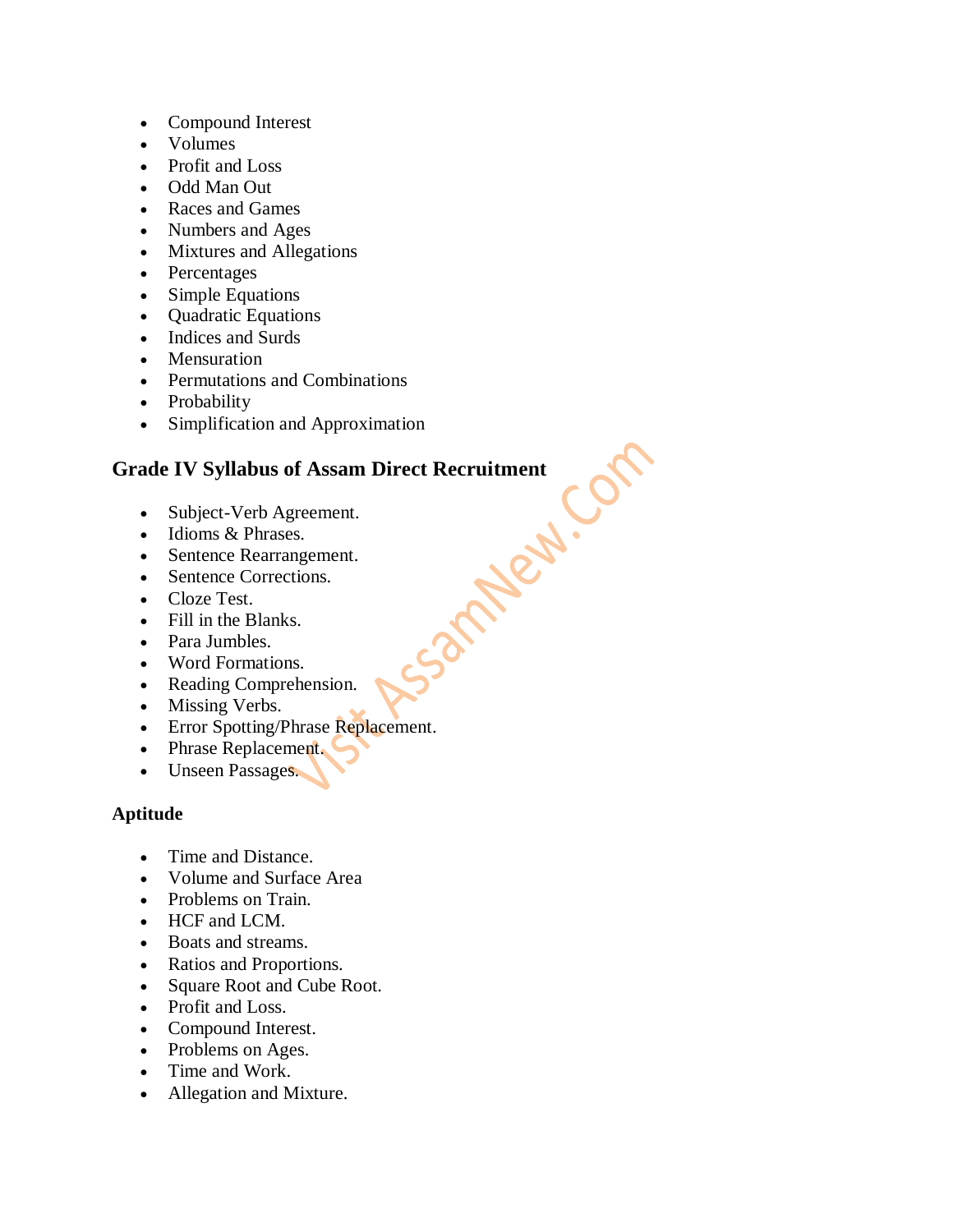- Compound Interest
- Volumes
- Profit and Loss
- Odd Man Out
- Races and Games
- Numbers and Ages
- Mixtures and Allegations
- Percentages
- Simple Equations
- Quadratic Equations
- Indices and Surds
- Mensuration
- Permutations and Combinations
- Probability
- Simplification and Approximation

## Grade IV Syllabus of Assam Direct Recruitment

- Subject-Verb Agreement.
- Idioms & Phrases.
- Sentence Rearrangement.
- Sentence Corrections.
- Cloze Test.
- Fill in the Blanks.
- Para Jumbles.
- Word Formations.
- Reading Comprehension.
- Missing Verbs.
- Error Spotting/Phrase Replacement.
- Phrase Replacement.
- Unseen Passages.

### Aptitude

- Time and Distance.
- Volume and Surface Area
- Problems on Train.
- HCF and LCM.
- Boats and streams.
- Ratios and Proportions.
- Square Root and Cube Root.
- Profit and Loss.
- Compound Interest.
- Problems on Ages.
- Time and Work.
- Allegation and Mixture.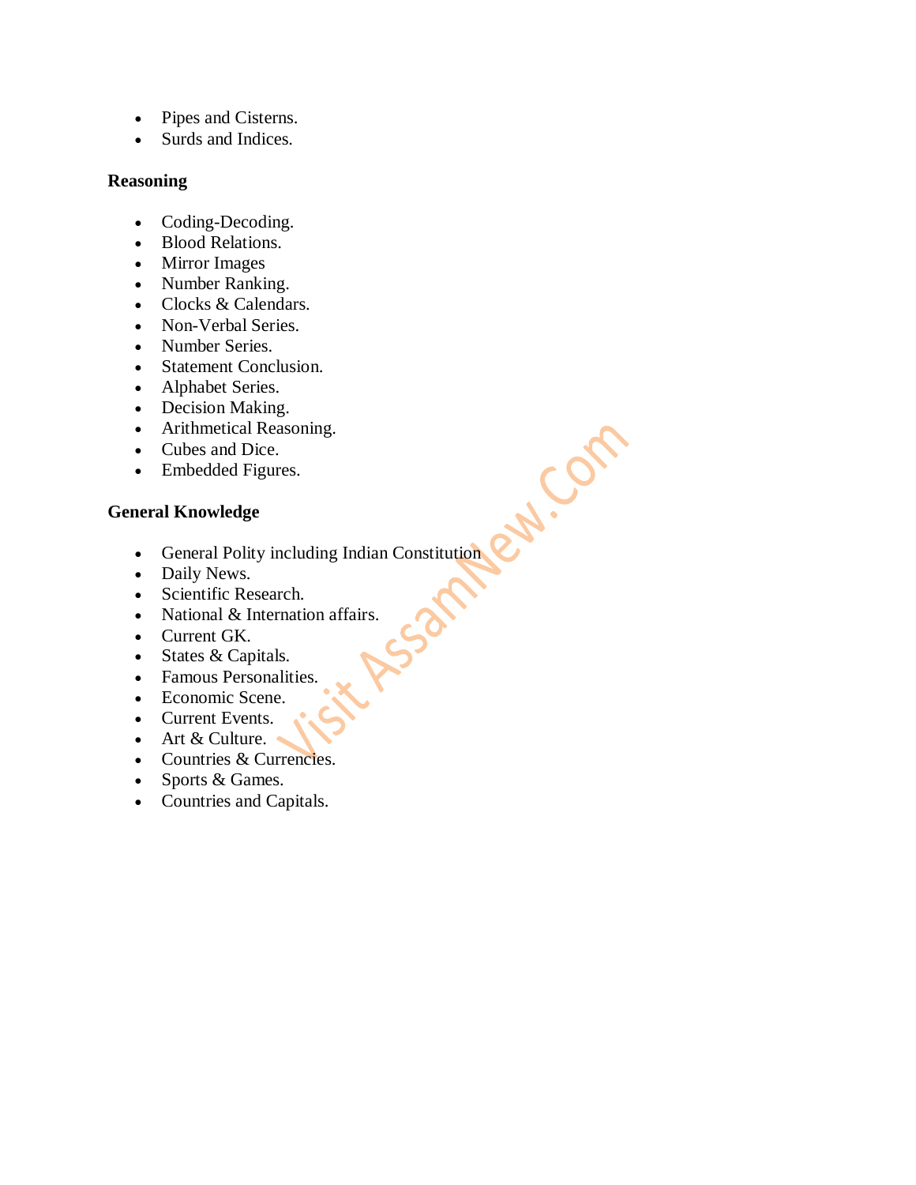- Pipes and Cisterns.
- Surds and Indices.

**Reasoning**

- Coding-Decoding.
- Blood Relations.
- Mirror Images
- Number Ranking.
- Clocks & Calendars.
- Non-Verbal Series.
- Number Series.
- Statement Conclusion.
- Alphabet Series.
- Decision Making.
- Arithmetical Reasoning.
- Cubes and Dice.
- Embedded Figures.

**General Knowledge**

- General Polity including Indian Constitution
- Daily News.
- Scientific Research.
- National & Internation affairs.
- Current GK.
- States & Capitals.
- Famous Personalities.
- Economic Scene.
- Current Events.
- Art & Culture.
- Countries & Currencies.
- Sports & Games.
- Countries and Capitals.